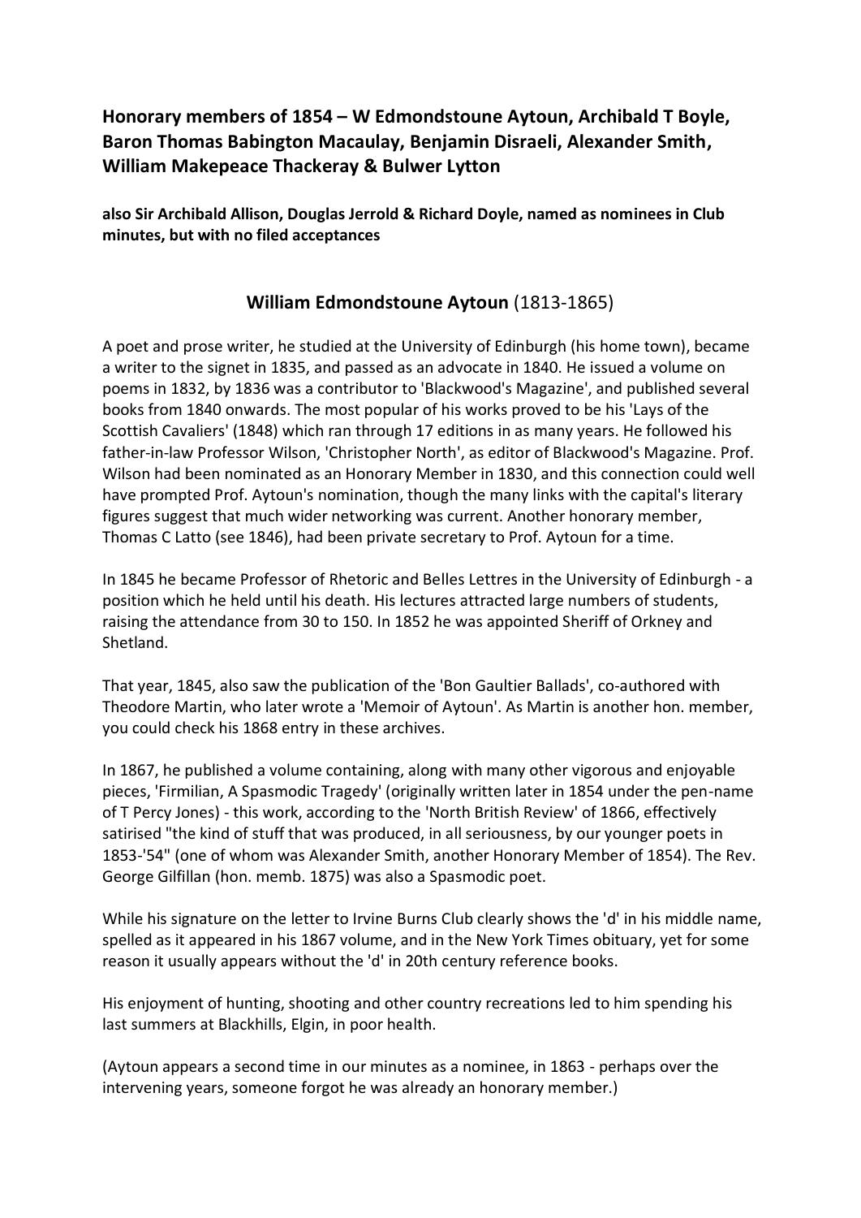**Honorary members of 1854 – W Edmondstoune Aytoun, Archibald T Boyle, Baron Thomas Babington Macaulay, Benjamin Disraeli, Alexander Smith, William Makepeace Thackeray & Bulwer Lytton**

**also Sir Archibald Allison, Douglas Jerrold & Richard Doyle, named as nominees in Club minutes, but with no filed acceptances**

## **William Edmondstoune Aytoun** (1813-1865)

A poet and prose writer, he studied at the University of Edinburgh (his home town), became a writer to the signet in 1835, and passed as an advocate in 1840. He issued a volume on poems in 1832, by 1836 was a contributor to 'Blackwood's Magazine', and published several books from 1840 onwards. The most popular of his works proved to be his 'Lays of the Scottish Cavaliers' (1848) which ran through 17 editions in as many years. He followed his father-in-law Professor Wilson, 'Christopher North', as editor of Blackwood's Magazine. Prof. Wilson had been nominated as an Honorary Member in 1830, and this connection could well have prompted Prof. Aytoun's nomination, though the many links with the capital's literary figures suggest that much wider networking was current. Another honorary member, Thomas C Latto (see 1846), had been private secretary to Prof. Aytoun for a time.

In 1845 he became Professor of Rhetoric and Belles Lettres in the University of Edinburgh - a position which he held until his death. His lectures attracted large numbers of students, raising the attendance from 30 to 150. In 1852 he was appointed Sheriff of Orkney and Shetland.

That year, 1845, also saw the publication of the 'Bon Gaultier Ballads', co-authored with Theodore Martin, who later wrote a 'Memoir of Aytoun'. As Martin is another hon. member, you could check his 1868 entry in these archives.

In 1867, he published a volume containing, along with many other vigorous and enjoyable pieces, 'Firmilian, A Spasmodic Tragedy' (originally written later in 1854 under the pen-name of T Percy Jones) - this work, according to the 'North British Review' of 1866, effectively satirised "the kind of stuff that was produced, in all seriousness, by our younger poets in 1853-'54" (one of whom was Alexander Smith, another Honorary Member of 1854). The Rev. George Gilfillan (hon. memb. 1875) was also a Spasmodic poet.

While his signature on the letter to Irvine Burns Club clearly shows the 'd' in his middle name, spelled as it appeared in his 1867 volume, and in the New York Times obituary, yet for some reason it usually appears without the 'd' in 20th century reference books.

His enjoyment of hunting, shooting and other country recreations led to him spending his last summers at Blackhills, Elgin, in poor health.

(Aytoun appears a second time in our minutes as a nominee, in 1863 - perhaps over the intervening years, someone forgot he was already an honorary member.)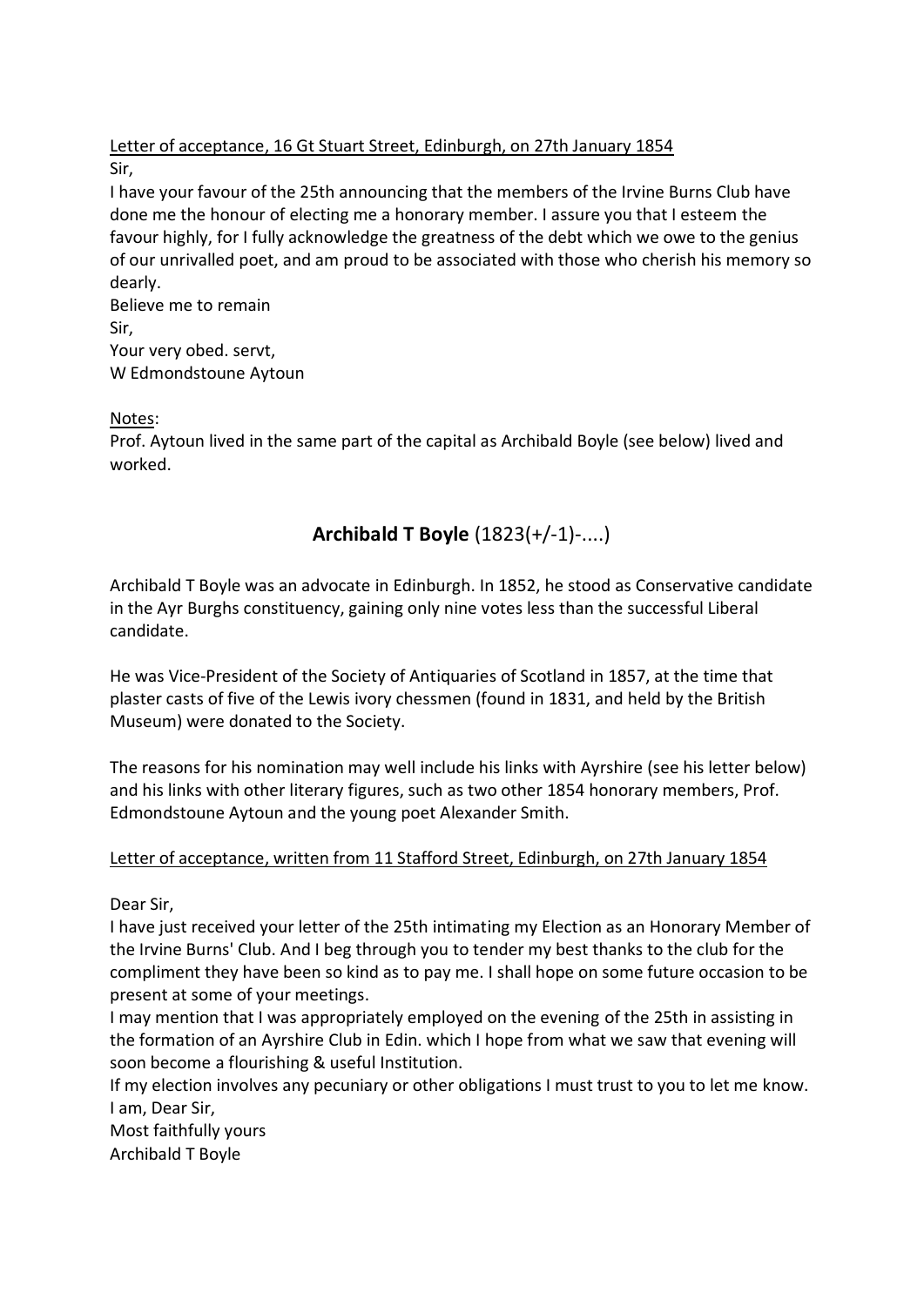<u>Letter of acceptance, 16 Gt Stuart Street, Edinburgh, on 27th January 1854</u>

Sir,

I have your favour of the 25th announcing that the members of the Irvine Burns Club have done me the honour of electing me a honorary member. I assure you that I esteem the favour highly, for I fully acknowledge the greatness of the debt which we owe to the genius of our unrivalled poet, and am proud to be associated with those who cherish his memory so dearly.

Believe me to remain

Sir,

Your very obed. servt,

W Edmondstoune Aytoun

<u>Notes</u>:

Prof. Aytoun lived in the same part of the capital as Archibald Boyle (see below) lived and worked.

## **Archibald T Boyle** (1823(+/-1)-....)

Archibald T Boyle was an advocate in Edinburgh. In 1852, he stood as Conservative candidate in the Ayr Burghs constituency, gaining only nine votes less than the successful Liberal candidate.

He was Vice-President of the Society of Antiquaries of Scotland in 1857, at the time that plaster casts of five of the Lewis ivory chessmen (found in 1831, and held by the British Museum) were donated to the Society.

The reasons for his nomination may well include his links with Ayrshire (see his letter below) and his links with other literary figures, such as two other 1854 honorary members, Prof. Edmondstoune Aytoun and the young poet Alexander Smith.

<u>Letter of acceptance, written from 11 Stafford Street, Edinburgh, on 27th January 1854</u>

Dear Sir,

I have just received your letter of the 25th intimating my Election as an Honorary Member of the Irvine Burns' Club. And I beg through you to tender my best thanks to the club for the compliment they have been so kind as to pay me. I shall hope on some future occasion to be present at some of your meetings.

I may mention that I was appropriately employed on the evening of the 25th in assisting in the formation of an Ayrshire Club in Edin. which I hope from what we saw that evening will soon become a flourishing & useful Institution.

If my election involves any pecuniary or other obligations I must trust to you to let me know.

I am, Dear Sir,

Most faithfully yours

Archibald T Boyle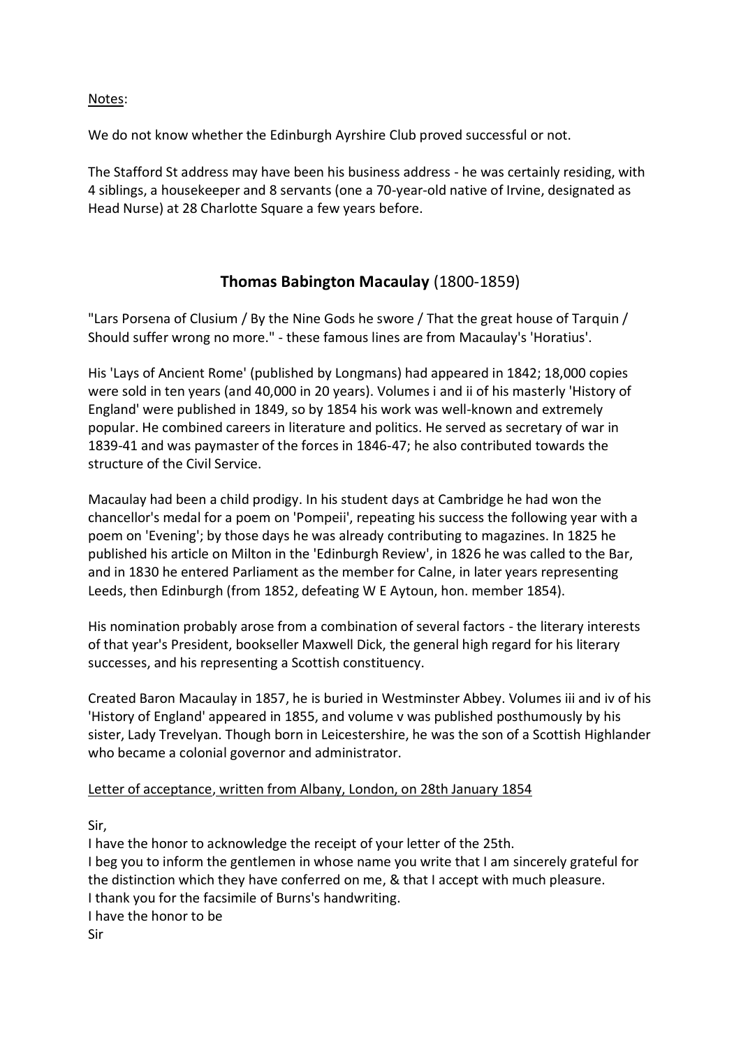Notes:

We do not know whether the Edinburgh Ayrshire Club proved successful or not.

The Stafford St address may have been his business address - he was certainly residing, with 4 siblings, a housekeeper and 8 servants (one a 70-year-old native of Irvine, designated as Head Nurse) at 28 Charlotte Square a few years before.

## **Thomas Babington Macaulay** (1800-1859)

"Lars Porsena of Clusium / By the Nine Gods he swore / That the great house of Tarquin / Should suffer wrong no more." - these famous lines are from Macaulay's 'Horatius'.

His 'Lays of Ancient Rome' (published by Longmans) had appeared in 1842; 18,000 copies were sold in ten years (and 40,000 in 20 years). Volumes i and ii of his masterly 'History of England' were published in 1849, so by 1854 his work was well-known and extremely popular. He combined careers in literature and politics. He served as secretary of war in 1839-41 and was paymaster of the forces in 1846-47; he also contributed towards the structure of the Civil Service.

Macaulay had been a child prodigy. In his student days at Cambridge he had won the chancellor's medal for a poem on 'Pompeii', repeating his success the following year with a poem on 'Evening'; by those days he was already contributing to magazines. In 1825 he published his article on Milton in the 'Edinburgh Review', in 1826 he was called to the Bar, and in 1830 he entered Parliament as the member for Calne, in later years representing Leeds, then Edinburgh (from 1852, defeating W E Aytoun, hon. member 1854).

His nomination probably arose from a combination of several factors - the literary interests of that year's President, bookseller Maxwell Dick, the general high regard for his literary successes, and his representing a Scottish constituency.

Created Baron Macaulay in 1857, he is buried in Westminster Abbey. Volumes iii and iv of his 'History of England' appeared in 1855, and volume v was published posthumously by his sister, Lady Trevelyan. Though born in Leicestershire, he was the son of a Scottish Highlander who became a colonial governor and administrator.

Letter of acceptance, written from Albany, London, on 28th January 1854

Sir,
I have the honor to acknowledge the receipt of your letter of the 25th.
I beg you to inform the gentlemen in whose name you write that I am sincerely grateful for the distinction which they have conferred on me, & that I accept with much pleasure.
I thank you for the facsimile of Burns's handwriting.
I have the honor to be
Sir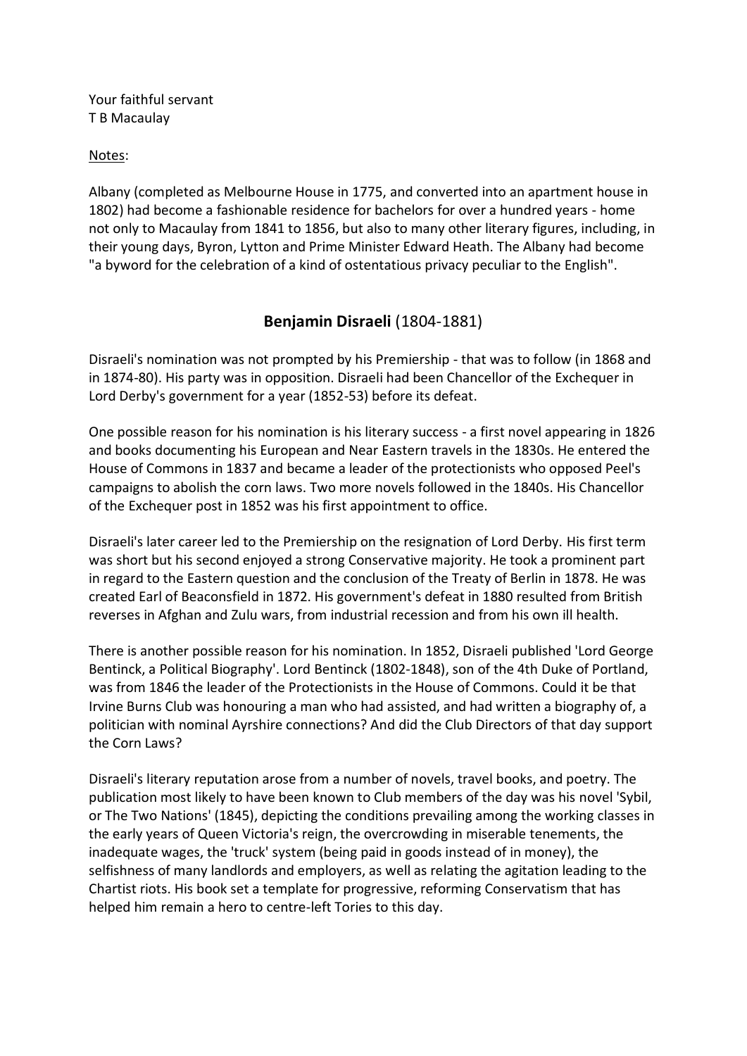Your faithful servant
T B Macaulay

Notes:

Albany (completed as Melbourne House in 1775, and converted into an apartment house in 1802) had become a fashionable residence for bachelors for over a hundred years - home not only to Macaulay from 1841 to 1856, but also to many other literary figures, including, in their young days, Byron, Lytton and Prime Minister Edward Heath. The Albany had become "a byword for the celebration of a kind of ostentatious privacy peculiar to the English".

## **Benjamin Disraeli** (1804-1881)

Disraeli's nomination was not prompted by his Premiership - that was to follow (in 1868 and in 1874-80). His party was in opposition. Disraeli had been Chancellor of the Exchequer in Lord Derby's government for a year (1852-53) before its defeat.

One possible reason for his nomination is his literary success - a first novel appearing in 1826 and books documenting his European and Near Eastern travels in the 1830s. He entered the House of Commons in 1837 and became a leader of the protectionists who opposed Peel's campaigns to abolish the corn laws. Two more novels followed in the 1840s. His Chancellor of the Exchequer post in 1852 was his first appointment to office.

Disraeli's later career led to the Premiership on the resignation of Lord Derby. His first term was short but his second enjoyed a strong Conservative majority. He took a prominent part in regard to the Eastern question and the conclusion of the Treaty of Berlin in 1878. He was created Earl of Beaconsfield in 1872. His government's defeat in 1880 resulted from British reverses in Afghan and Zulu wars, from industrial recession and from his own ill health.

There is another possible reason for his nomination. In 1852, Disraeli published 'Lord George Bentinck, a Political Biography'. Lord Bentinck (1802-1848), son of the 4th Duke of Portland, was from 1846 the leader of the Protectionists in the House of Commons. Could it be that Irvine Burns Club was honouring a man who had assisted, and had written a biography of, a politician with nominal Ayrshire connections? And did the Club Directors of that day support the Corn Laws?

Disraeli's literary reputation arose from a number of novels, travel books, and poetry. The publication most likely to have been known to Club members of the day was his novel 'Sybil, or The Two Nations' (1845), depicting the conditions prevailing among the working classes in the early years of Queen Victoria's reign, the overcrowding in miserable tenements, the inadequate wages, the 'truck' system (being paid in goods instead of in money), the selfishness of many landlords and employers, as well as relating the agitation leading to the Chartist riots. His book set a template for progressive, reforming Conservatism that has helped him remain a hero to centre-left Tories to this day.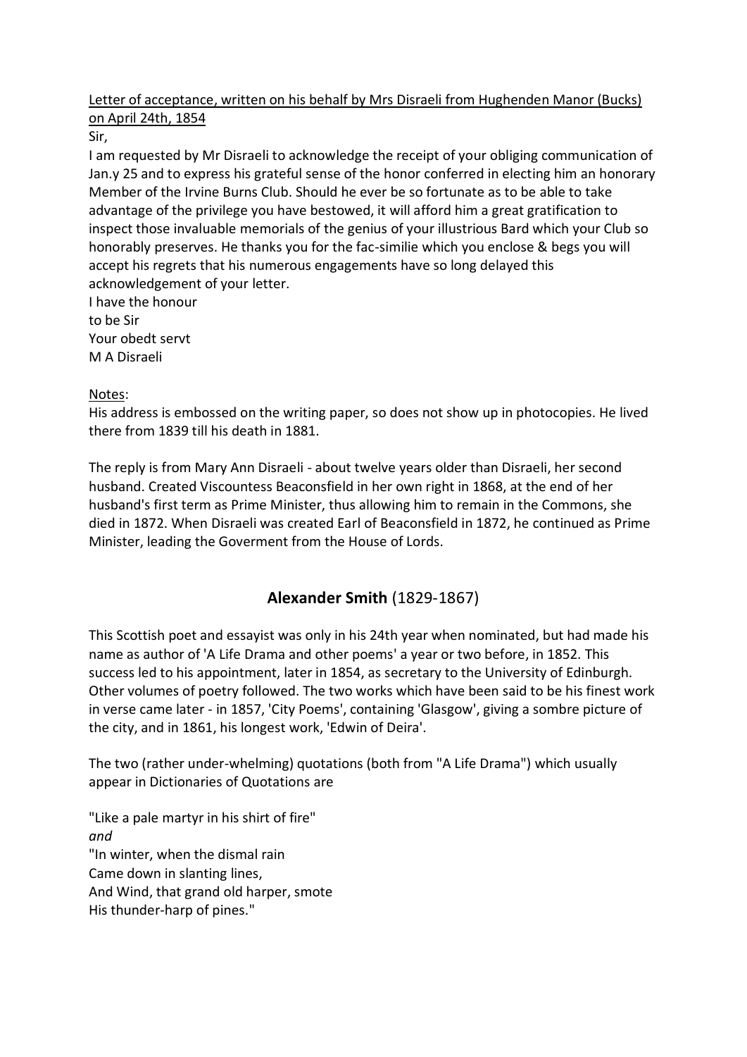Letter of acceptance, written on his behalf by Mrs Disraeli from Hughenden Manor (Bucks) on April 24th, 1854

Sir,

I am requested by Mr Disraeli to acknowledge the receipt of your obliging communication of Jan.y 25 and to express his grateful sense of the honor conferred in electing him an honorary Member of the Irvine Burns Club. Should he ever be so fortunate as to be able to take advantage of the privilege you have bestowed, it will afford him a great gratification to inspect those invaluable memorials of the genius of your illustrious Bard which your Club so honorably preserves. He thanks you for the fac-similie which you enclose & begs you will accept his regrets that his numerous engagements have so long delayed this acknowledgement of your letter.

I have the honour
to be Sir
Your obedt servt
M A Disraeli

Notes:

His address is embossed on the writing paper, so does not show up in photocopies. He lived there from 1839 till his death in 1881.

The reply is from Mary Ann Disraeli - about twelve years older than Disraeli, her second husband. Created Viscountess Beaconsfield in her own right in 1868, at the end of her husband's first term as Prime Minister, thus allowing him to remain in the Commons, she died in 1872. When Disraeli was created Earl of Beaconsfield in 1872, he continued as Prime Minister, leading the Goverment from the House of Lords.

## **Alexander Smith** (1829-1867)

This Scottish poet and essayist was only in his 24th year when nominated, but had made his name as author of 'A Life Drama and other poems' a year or two before, in 1852. This success led to his appointment, later in 1854, as secretary to the University of Edinburgh. Other volumes of poetry followed. The two works which have been said to be his finest work in verse came later - in 1857, 'City Poems', containing 'Glasgow', giving a sombre picture of the city, and in 1861, his longest work, 'Edwin of Deira'.

The two (rather under-whelming) quotations (both from "A Life Drama") which usually appear in Dictionaries of Quotations are

"Like a pale martyr in his shirt of fire"
*and*
"In winter, when the dismal rain
Came down in slanting lines,
And Wind, that grand old harper, smote
His thunder-harp of pines."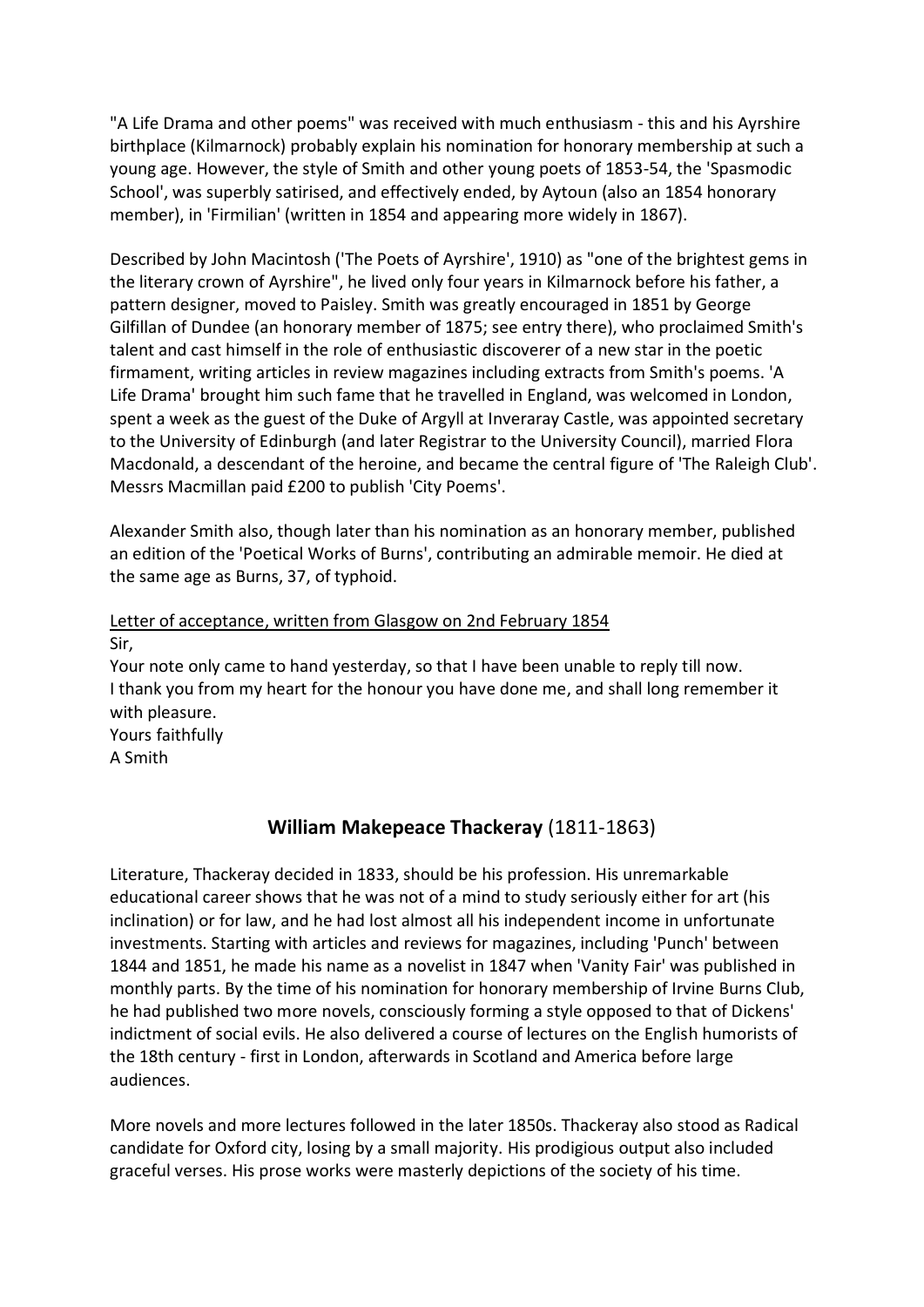"A Life Drama and other poems" was received with much enthusiasm - this and his Ayrshire birthplace (Kilmarnock) probably explain his nomination for honorary membership at such a young age. However, the style of Smith and other young poets of 1853-54, the 'Spasmodic School', was superbly satirised, and effectively ended, by Aytoun (also an 1854 honorary member), in 'Firmilian' (written in 1854 and appearing more widely in 1867).

Described by John Macintosh ('The Poets of Ayrshire', 1910) as "one of the brightest gems in the literary crown of Ayrshire", he lived only four years in Kilmarnock before his father, a pattern designer, moved to Paisley. Smith was greatly encouraged in 1851 by George Gilfillan of Dundee (an honorary member of 1875; see entry there), who proclaimed Smith's talent and cast himself in the role of enthusiastic discoverer of a new star in the poetic firmament, writing articles in review magazines including extracts from Smith's poems. 'A Life Drama' brought him such fame that he travelled in England, was welcomed in London, spent a week as the guest of the Duke of Argyll at Inveraray Castle, was appointed secretary to the University of Edinburgh (and later Registrar to the University Council), married Flora Macdonald, a descendant of the heroine, and became the central figure of 'The Raleigh Club'. Messrs Macmillan paid £200 to publish 'City Poems'.

Alexander Smith also, though later than his nomination as an honorary member, published an edition of the 'Poetical Works of Burns', contributing an admirable memoir. He died at the same age as Burns, 37, of typhoid.

Letter of acceptance, written from Glasgow on 2nd February 1854

Sir,
Your note only came to hand yesterday, so that I have been unable to reply till now.
I thank you from my heart for the honour you have done me, and shall long remember it with pleasure.
Yours faithfully
A Smith

## **William Makepeace Thackeray** (1811-1863)

Literature, Thackeray decided in 1833, should be his profession. His unremarkable educational career shows that he was not of a mind to study seriously either for art (his inclination) or for law, and he had lost almost all his independent income in unfortunate investments. Starting with articles and reviews for magazines, including 'Punch' between 1844 and 1851, he made his name as a novelist in 1847 when 'Vanity Fair' was published in monthly parts. By the time of his nomination for honorary membership of Irvine Burns Club, he had published two more novels, consciously forming a style opposed to that of Dickens' indictment of social evils. He also delivered a course of lectures on the English humorists of the 18th century - first in London, afterwards in Scotland and America before large audiences.

More novels and more lectures followed in the later 1850s. Thackeray also stood as Radical candidate for Oxford city, losing by a small majority. His prodigious output also included graceful verses. His prose works were masterly depictions of the society of his time.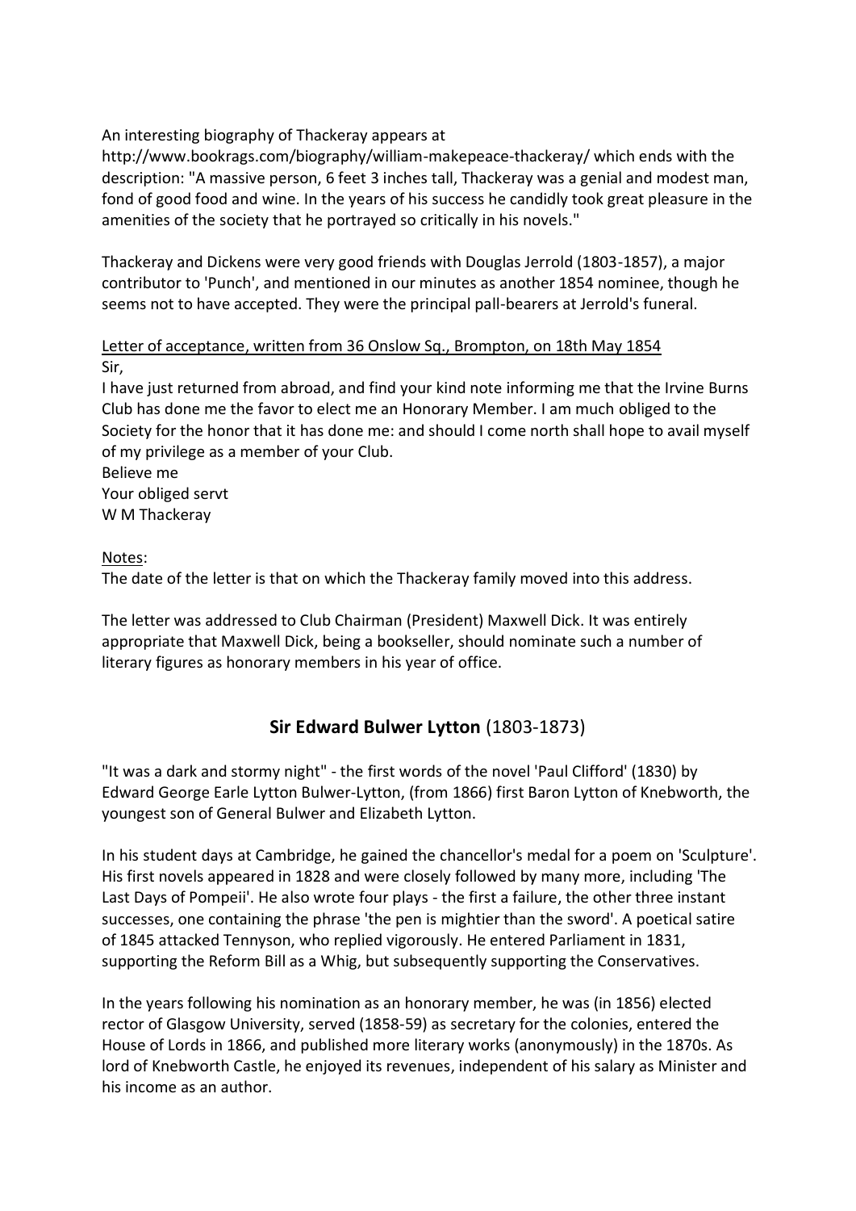An interesting biography of Thackeray appears at http://www.bookrags.com/biography/william-makepeace-thackeray/ which ends with the description: "A massive person, 6 feet 3 inches tall, Thackeray was a genial and modest man, fond of good food and wine. In the years of his success he candidly took great pleasure in the amenities of the society that he portrayed so critically in his novels."

Thackeray and Dickens were very good friends with Douglas Jerrold (1803-1857), a major contributor to 'Punch', and mentioned in our minutes as another 1854 nominee, though he seems not to have accepted. They were the principal pall-bearers at Jerrold's funeral.

<u>Letter of acceptance, written from 36 Onslow Sq., Brompton, on 18th May 1854</u>

Sir,

I have just returned from abroad, and find your kind note informing me that the Irvine Burns Club has done me the favor to elect me an Honorary Member. I am much obliged to the Society for the honor that it has done me: and should I come north shall hope to avail myself of my privilege as a member of your Club.

Believe me

Your obliged servt

W M Thackeray

<u>Notes</u>:

The date of the letter is that on which the Thackeray family moved into this address.

The letter was addressed to Club Chairman (President) Maxwell Dick. It was entirely appropriate that Maxwell Dick, being a bookseller, should nominate such a number of literary figures as honorary members in his year of office.

## **Sir Edward Bulwer Lytton** (1803-1873)

"It was a dark and stormy night" - the first words of the novel 'Paul Clifford' (1830) by Edward George Earle Lytton Bulwer-Lytton, (from 1866) first Baron Lytton of Knebworth, the youngest son of General Bulwer and Elizabeth Lytton.

In his student days at Cambridge, he gained the chancellor's medal for a poem on 'Sculpture'. His first novels appeared in 1828 and were closely followed by many more, including 'The Last Days of Pompeii'. He also wrote four plays - the first a failure, the other three instant successes, one containing the phrase 'the pen is mightier than the sword'. A poetical satire of 1845 attacked Tennyson, who replied vigorously. He entered Parliament in 1831, supporting the Reform Bill as a Whig, but subsequently supporting the Conservatives.

In the years following his nomination as an honorary member, he was (in 1856) elected rector of Glasgow University, served (1858-59) as secretary for the colonies, entered the House of Lords in 1866, and published more literary works (anonymously) in the 1870s. As lord of Knebworth Castle, he enjoyed its revenues, independent of his salary as Minister and his income as an author.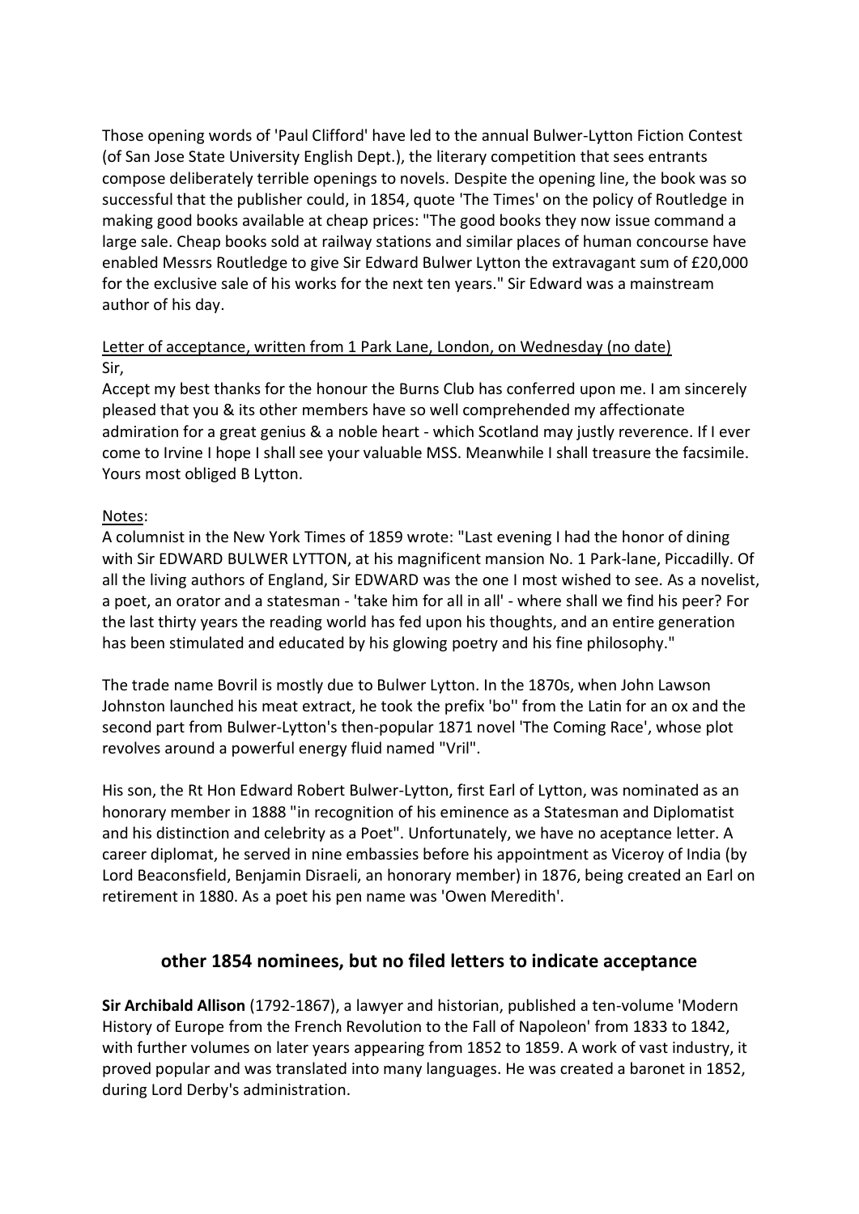Those opening words of 'Paul Clifford' have led to the annual Bulwer-Lytton Fiction Contest (of San Jose State University English Dept.), the literary competition that sees entrants compose deliberately terrible openings to novels. Despite the opening line, the book was so successful that the publisher could, in 1854, quote 'The Times' on the policy of Routledge in making good books available at cheap prices: "The good books they now issue command a large sale. Cheap books sold at railway stations and similar places of human concourse have enabled Messrs Routledge to give Sir Edward Bulwer Lytton the extravagant sum of £20,000 for the exclusive sale of his works for the next ten years." Sir Edward was a mainstream author of his day.

<u>Letter of acceptance, written from 1 Park Lane, London, on Wednesday (no date)</u>

Sir,

Accept my best thanks for the honour the Burns Club has conferred upon me. I am sincerely pleased that you & its other members have so well comprehended my affectionate admiration for a great genius & a noble heart - which Scotland may justly reverence. If I ever come to Irvine I hope I shall see your valuable MSS. Meanwhile I shall treasure the facsimile. Yours most obliged B Lytton.

<u>Notes</u>:

A columnist in the New York Times of 1859 wrote: "Last evening I had the honor of dining with Sir EDWARD BULWER LYTTON, at his magnificent mansion No. 1 Park-lane, Piccadilly. Of all the living authors of England, Sir EDWARD was the one I most wished to see. As a novelist, a poet, an orator and a statesman - 'take him for all in all' - where shall we find his peer? For the last thirty years the reading world has fed upon his thoughts, and an entire generation has been stimulated and educated by his glowing poetry and his fine philosophy."

The trade name Bovril is mostly due to Bulwer Lytton. In the 1870s, when John Lawson Johnston launched his meat extract, he took the prefix 'bo'' from the Latin for an ox and the second part from Bulwer-Lytton's then-popular 1871 novel 'The Coming Race', whose plot revolves around a powerful energy fluid named "Vril".

His son, the Rt Hon Edward Robert Bulwer-Lytton, first Earl of Lytton, was nominated as an honorary member in 1888 "in recognition of his eminence as a Statesman and Diplomatist and his distinction and celebrity as a Poet". Unfortunately, we have no aceptance letter. A career diplomat, he served in nine embassies before his appointment as Viceroy of India (by Lord Beaconsfield, Benjamin Disraeli, an honorary member) in 1876, being created an Earl on retirement in 1880. As a poet his pen name was 'Owen Meredith'.

## other 1854 nominees, but no filed letters to indicate acceptance

**Sir Archibald Allison** (1792-1867), a lawyer and historian, published a ten-volume 'Modern History of Europe from the French Revolution to the Fall of Napoleon' from 1833 to 1842, with further volumes on later years appearing from 1852 to 1859. A work of vast industry, it proved popular and was translated into many languages. He was created a baronet in 1852, during Lord Derby's administration.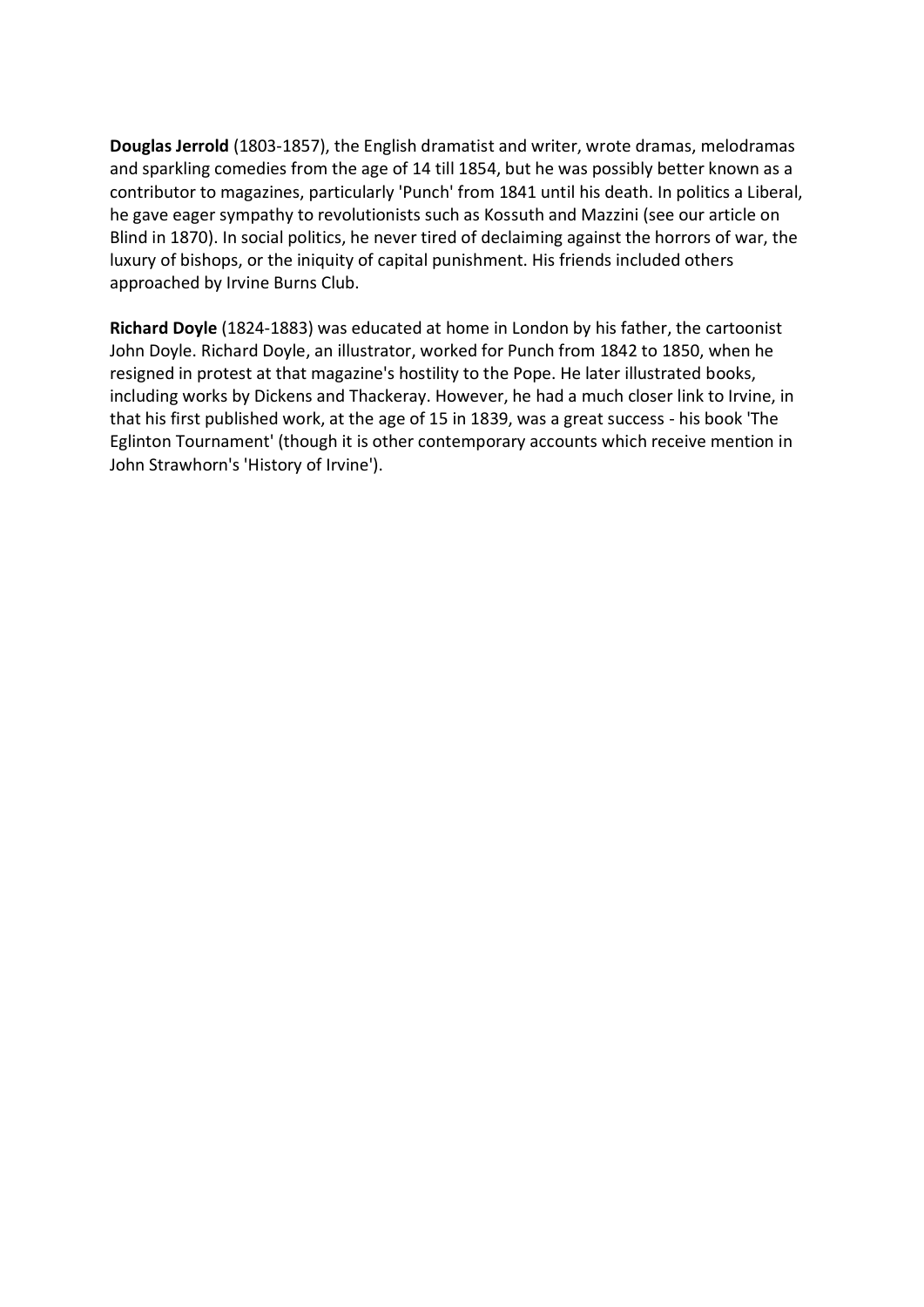**Douglas Jerrold** (1803-1857), the English dramatist and writer, wrote dramas, melodramas and sparkling comedies from the age of 14 till 1854, but he was possibly better known as a contributor to magazines, particularly 'Punch' from 1841 until his death. In politics a Liberal, he gave eager sympathy to revolutionists such as Kossuth and Mazzini (see our article on Blind in 1870). In social politics, he never tired of declaiming against the horrors of war, the luxury of bishops, or the iniquity of capital punishment. His friends included others approached by Irvine Burns Club.

**Richard Doyle** (1824-1883) was educated at home in London by his father, the cartoonist John Doyle. Richard Doyle, an illustrator, worked for Punch from 1842 to 1850, when he resigned in protest at that magazine's hostility to the Pope. He later illustrated books, including works by Dickens and Thackeray. However, he had a much closer link to Irvine, in that his first published work, at the age of 15 in 1839, was a great success - his book 'The Eglinton Tournament' (though it is other contemporary accounts which receive mention in John Strawhorn's 'History of Irvine').